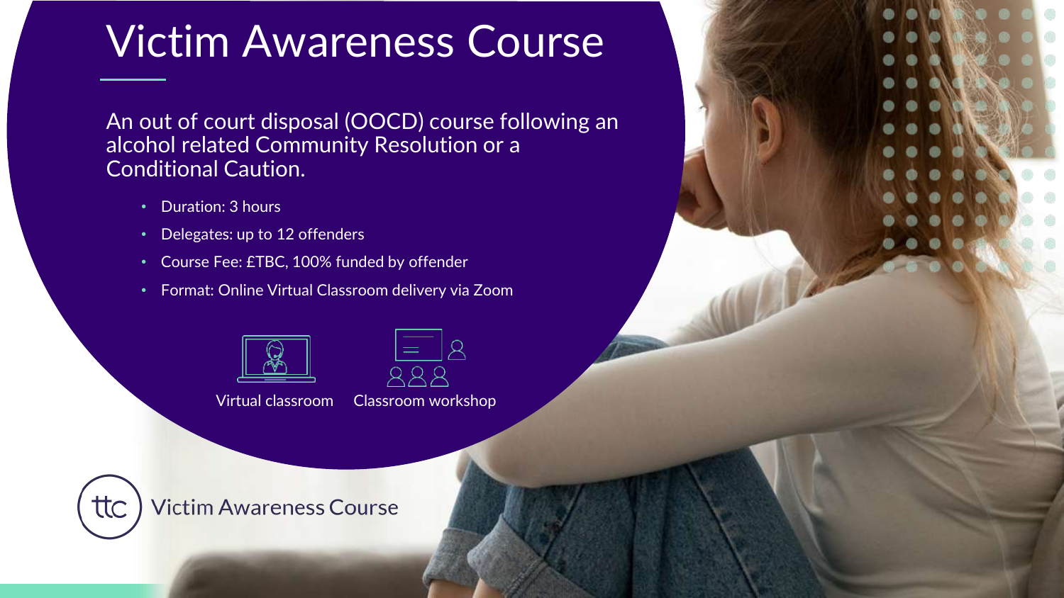# Victim Awareness Course

An out of court disposal (OOCD) course following an alcohol related Community Resolution or a Conditional Caution.

- Duration: 3 hours
- Delegates: up to 12 offenders
- Course Fee: £TBC, 100% funded by offender
- Format: Online Virtual Classroom delivery via Zoom

Virtual classroom | Classroom workshop

ttc Victim Awareness Course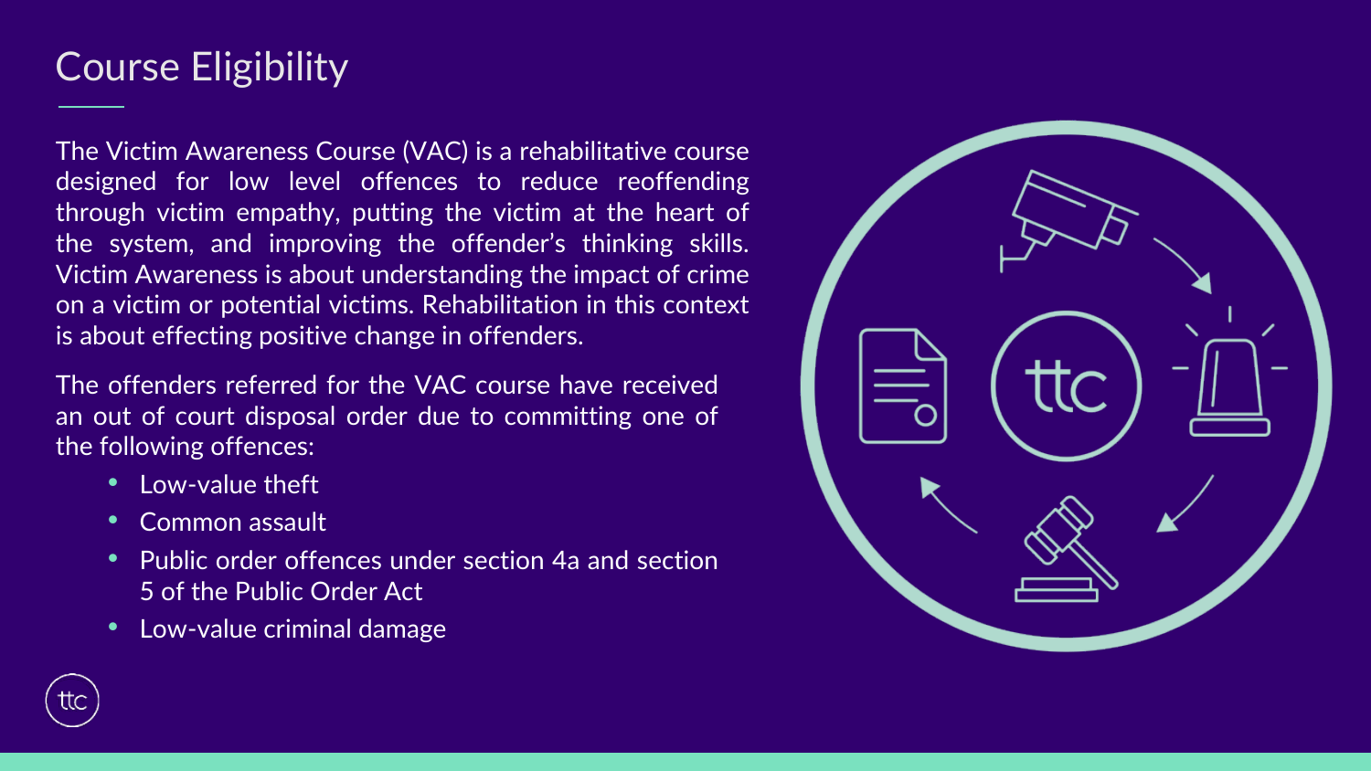# Course Eligibility

The Victim Awareness Course (VAC) is a rehabilitative course designed for low level offences to reduce reoffending through victim empathy, putting the victim at the heart of the system, and improving the offender's thinking skills. Victim Awareness is about understanding the impact of crime on a victim or potential victims. Rehabilitation in this context is about effecting positive change in offenders.

The offenders referred for the VAC course have received an out of court disposal order due to committing one of the following offences:

- Low-value theft
- Common assault
- Public order offences under section 4a and section 5 of the Public Order Act
- Low-value criminal damage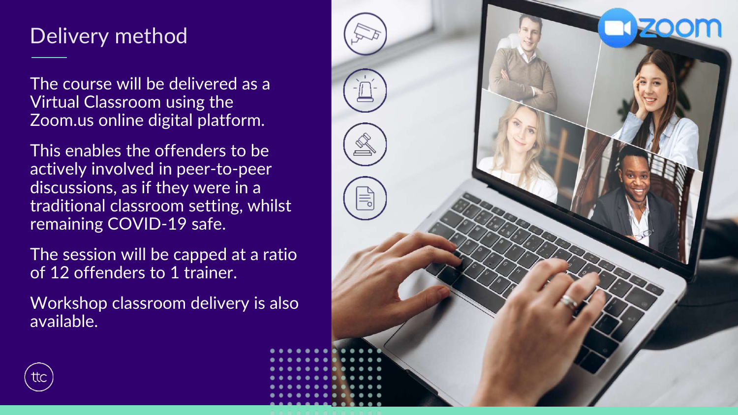# Delivery method

The course will be delivered as a Virtual Classroom using the Zoom.us online digital platform.

This enables the offenders to be actively involved in peer-to-peer discussions, as if they were in a traditional classroom setting, whilst remaining COVID-19 safe.

The session will be capped at a ratio of 12 offenders to 1 trainer.

Workshop classroom delivery is also available.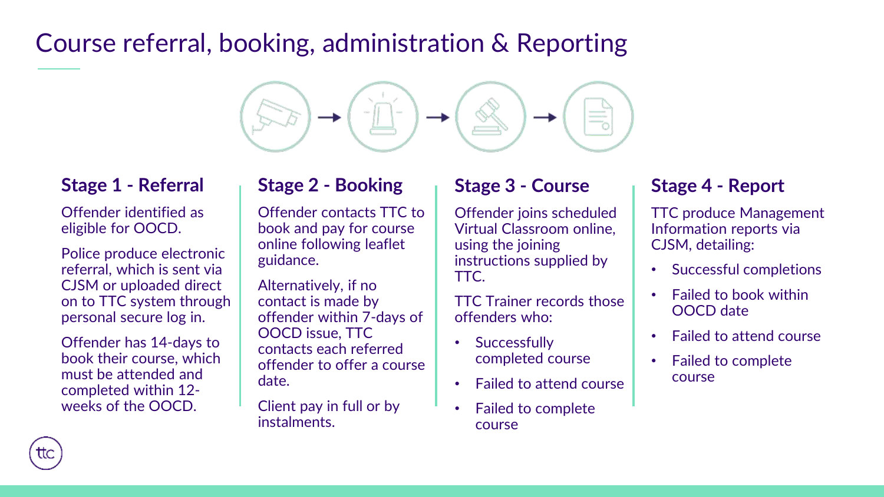# Course referral, booking, administration & Reporting

## Stage 1 - Referral

Offender identified as eligible for OOCD.

Police produce electronic referral, which is sent via CJSM or uploaded direct on to TTC system through personal secure log in.

Offender has 14-days to book their course, which must be attended and completed within 12-weeks of the OOCD.

## Stage 2 - Booking

Offender contacts TTC to book and pay for course online following leaflet guidance.

Alternatively, if no contact is made by offender within 7-days of OOCD issue, TTC contacts each referred offender to offer a course date.

Client pay in full or by instalments.

## Stage 3 - Course

Offender joins scheduled Virtual Classroom online, using the joining instructions supplied by TTC.

TTC Trainer records those offenders who:

- Successfully completed course
- Failed to attend course
- Failed to complete course

## Stage 4 - Report

TTC produce Management Information reports via CJSM, detailing:

- Successful completions
- Failed to book within OOCD date
- Failed to attend course
- Failed to complete course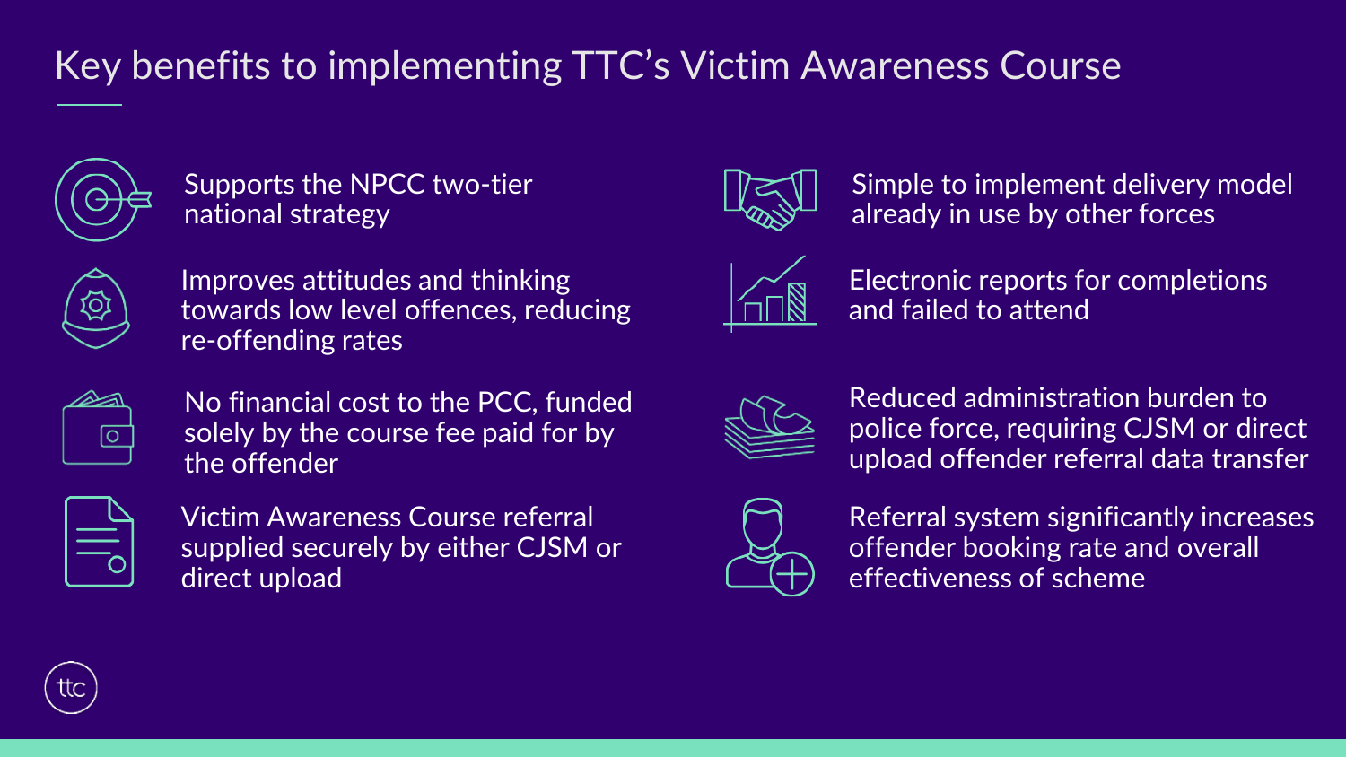# Key benefits to implementing TTC's Victim Awareness Course

- Supports the NPCC two-tier national strategy
- Improves attitudes and thinking towards low level offences, reducing re-offending rates
- No financial cost to the PCC, funded solely by the course fee paid for by the offender
- Victim Awareness Course referral supplied securely by either CJSM or direct upload
- Simple to implement delivery model already in use by other forces
- Electronic reports for completions and failed to attend
- Reduced administration burden to police force, requiring CJSM or direct upload offender referral data transfer
- Referral system significantly increases offender booking rate and overall effectiveness of scheme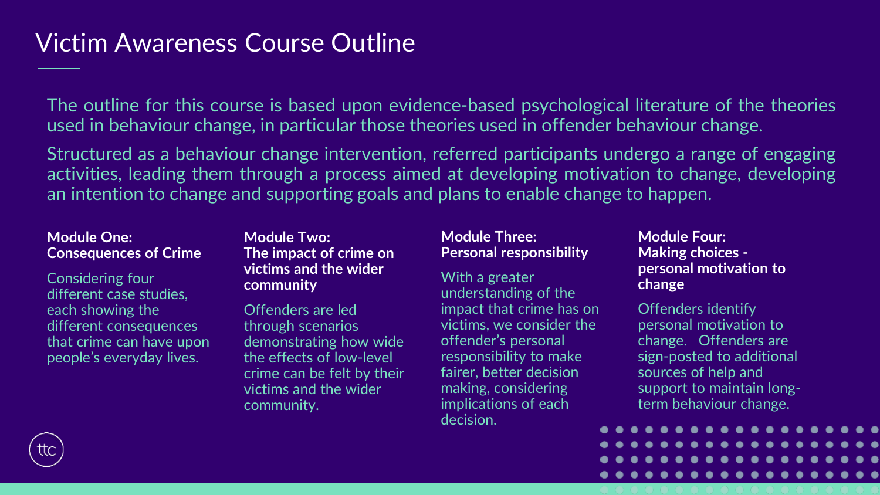# Victim Awareness Course Outline

The outline for this course is based upon evidence-based psychological literature of the theories used in behaviour change, in particular those theories used in offender behaviour change.

Structured as a behaviour change intervention, referred participants undergo a range of engaging activities, leading them through a process aimed at developing motivation to change, developing an intention to change and supporting goals and plans to enable change to happen.

**Module One:**
**Consequences of Crime**

Considering four different case studies, each showing the different consequences that crime can have upon people's everyday lives.

**Module Two:**
**The impact of crime on victims and the wider community**

Offenders are led through scenarios demonstrating how wide the effects of low-level crime can be felt by their victims and the wider community.

**Module Three:**
**Personal responsibility**

With a greater understanding of the impact that crime has on victims, we consider the offender's personal responsibility to make fairer, better decision making, considering implications of each decision.

**Module Four:**
**Making choices - personal motivation to change**

Offenders identify personal motivation to change. Offenders are sign-posted to additional sources of help and support to maintain long-term behaviour change.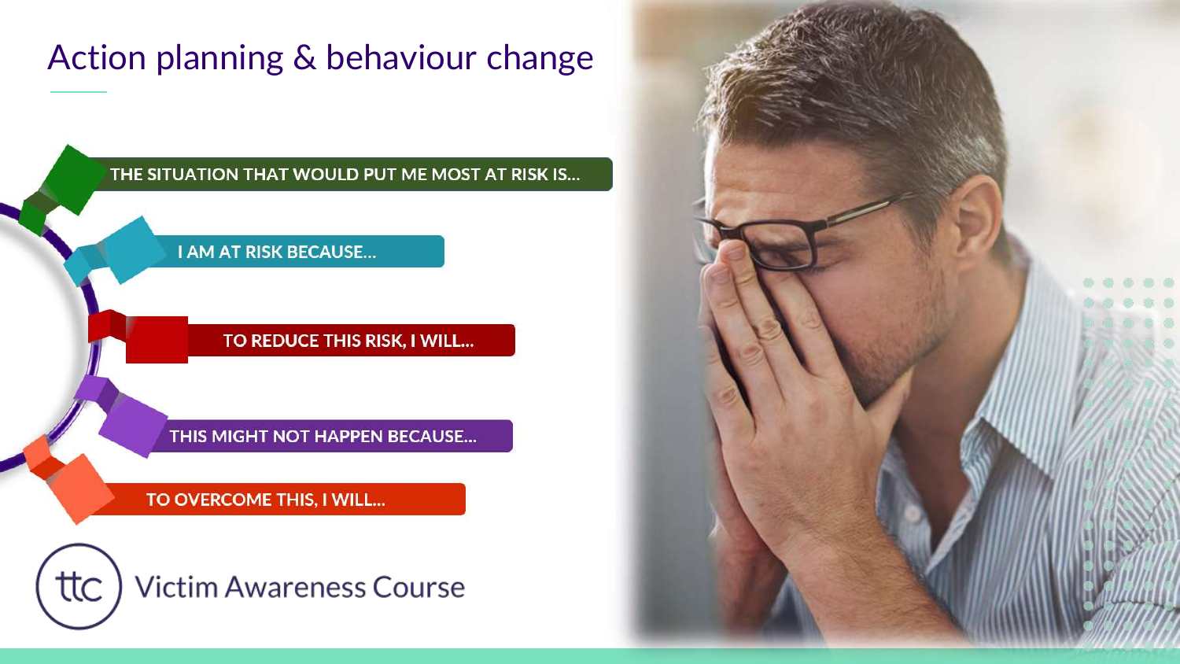# Action planning & behaviour change

- THE SITUATION THAT WOULD PUT ME MOST AT RISK IS...
- I AM AT RISK BECAUSE...
- TO REDUCE THIS RISK, I WILL...
- THIS MIGHT NOT HAPPEN BECAUSE...
- TO OVERCOME THIS, I WILL...

ttc Victim Awareness Course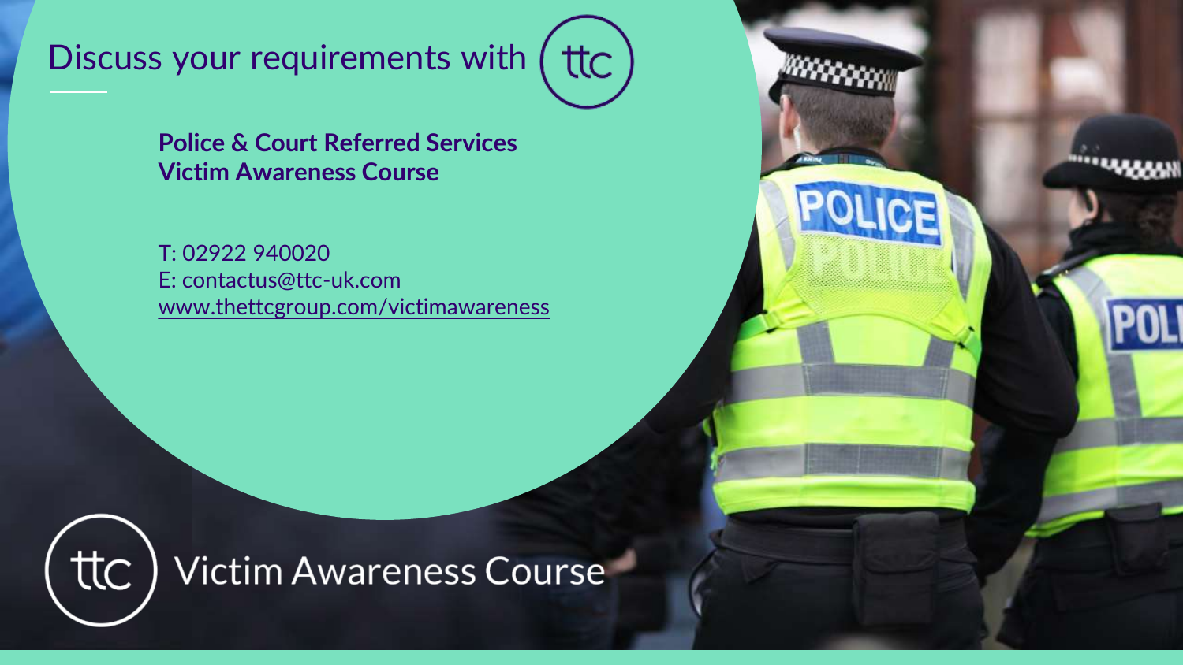## Discuss your requirements with ttc

**Police & Court Referred Services**
**Victim Awareness Course**

T: 02922 940020
E: contactus@ttc-uk.com
www.thettcgroup.com/victimawareness

ttc Victim Awareness Course